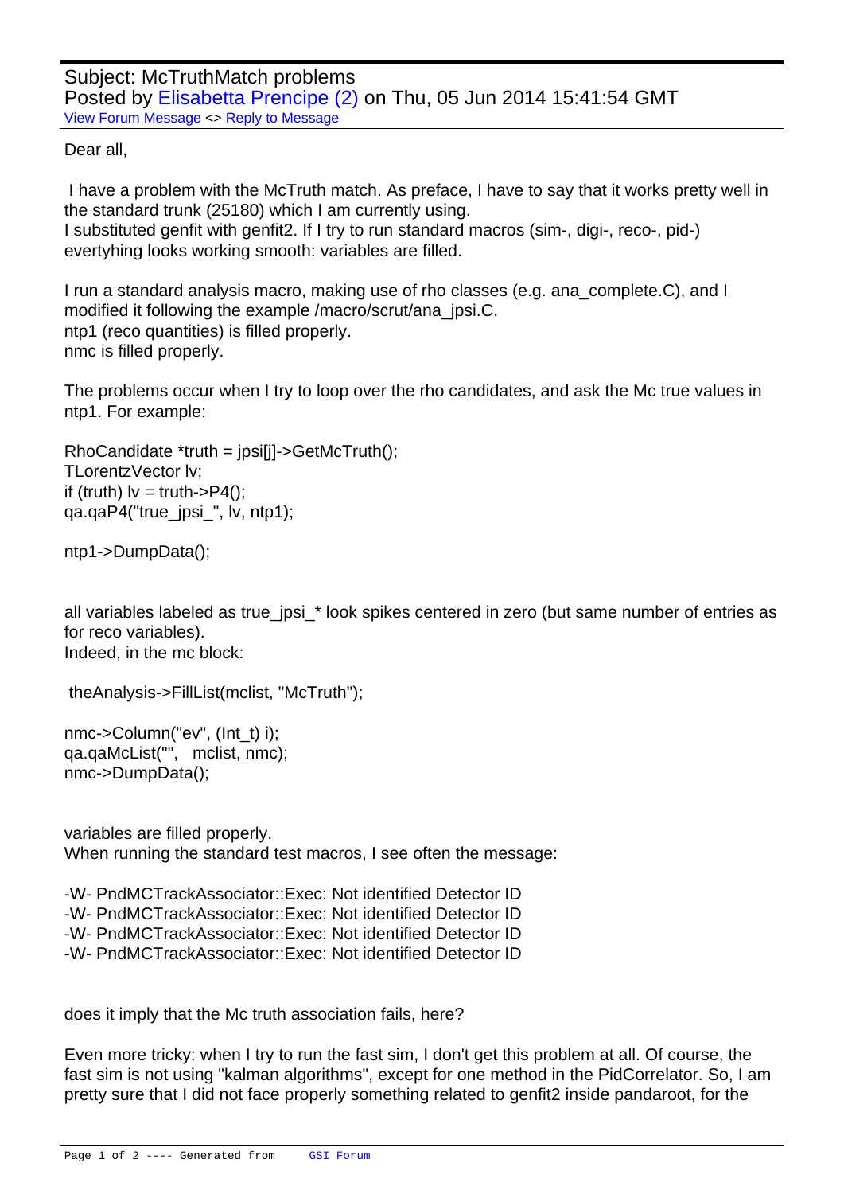Subject: McTruthMatch problems
Posted by Elisabetta Prencipe (2) on Thu, 05 Jun 2014 15:41:54 GMT
View Forum Message <> Reply to Message

Dear all,

I have a problem with the McTruth match. As preface, I have to say that it works pretty well in the standard trunk (25180) which I am currently using.
I substituted genfit with genfit2. If I try to run standard macros (sim-, digi-, reco-, pid-) evertyhing looks working smooth: variables are filled.

I run a standard analysis macro, making use of rho classes (e.g. ana_complete.C), and I modified it following the example /macro/scrut/ana_jpsi.C.
ntp1 (reco quantities) is filled properly.
nmc is filled properly.

The problems occur when I try to loop over the rho candidates, and ask the Mc true values in ntp1. For example:

```
RhoCandidate *truth = jpsi[j]->GetMcTruth();
TLorentzVector lv;
if (truth) lv = truth->P4();
qa.qaP4("true_jpsi_", lv, ntp1);

ntp1->DumpData();
```

all variables labeled as true_jpsi_* look spikes centered in zero (but same number of entries as for reco variables).
Indeed, in the mc block:

```
 theAnalysis->FillList(mclist, "McTruth");

nmc->Column("ev", (Int_t) i);
qa.qaMcList("",   mclist, nmc);
nmc->DumpData();
```

variables are filled properly.
When running the standard test macros, I see often the message:

```
-W- PndMCTrackAssociator::Exec: Not identified Detector ID
-W- PndMCTrackAssociator::Exec: Not identified Detector ID
-W- PndMCTrackAssociator::Exec: Not identified Detector ID
-W- PndMCTrackAssociator::Exec: Not identified Detector ID
```

does it imply that the Mc truth association fails, here?

Even more tricky: when I try to run the fast sim, I don't get this problem at all. Of course, the fast sim is not using "kalman algorithms", except for one method in the PidCorrelator. So, I am pretty sure that I did not face properly something related to genfit2 inside pandaroot, for the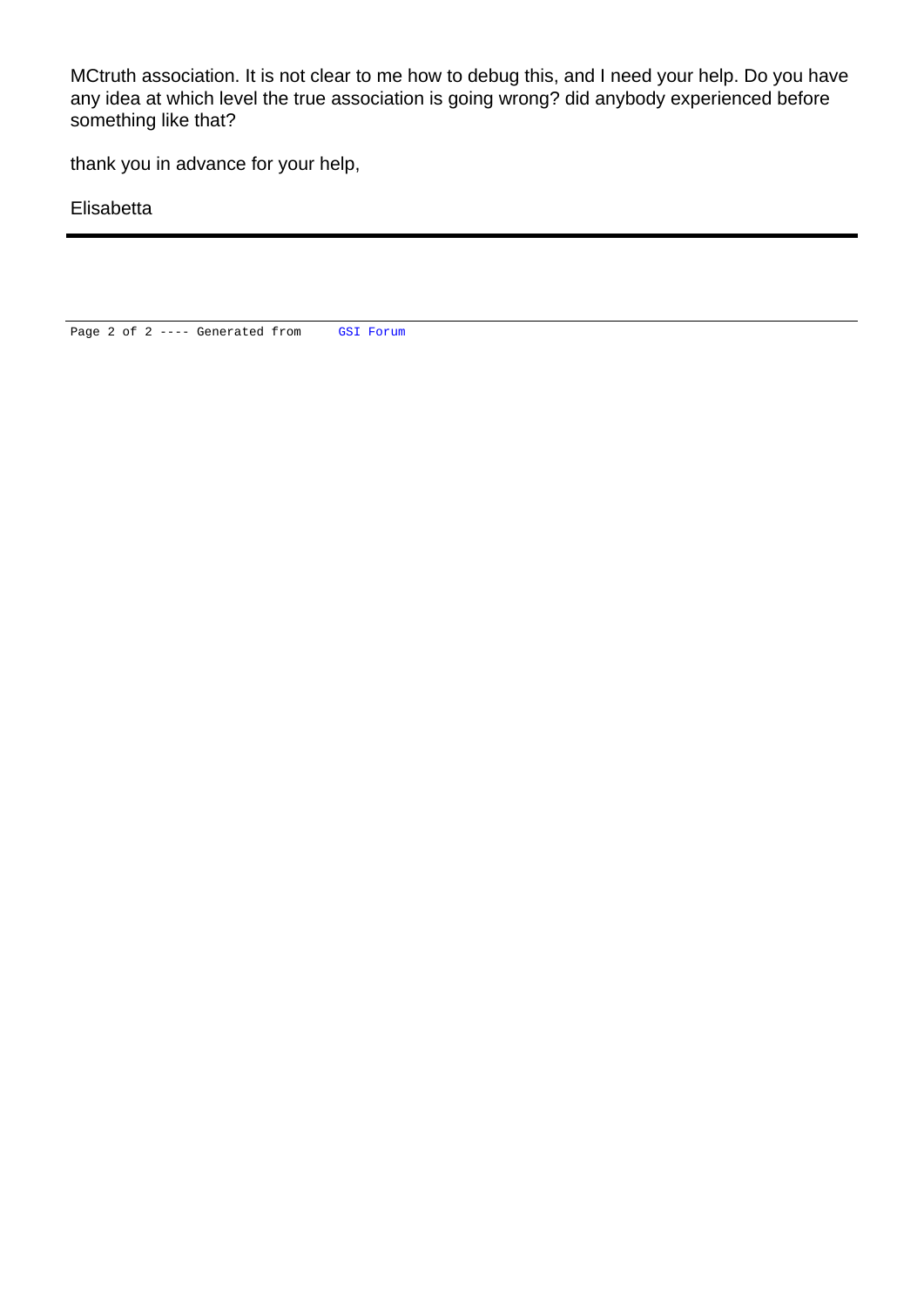MCtruth association. It is not clear to me how to debug this, and I need your help. Do you have any idea at which level the true association is going wrong? did anybody experienced before something like that?

thank you in advance for your help,

Elisabetta

---